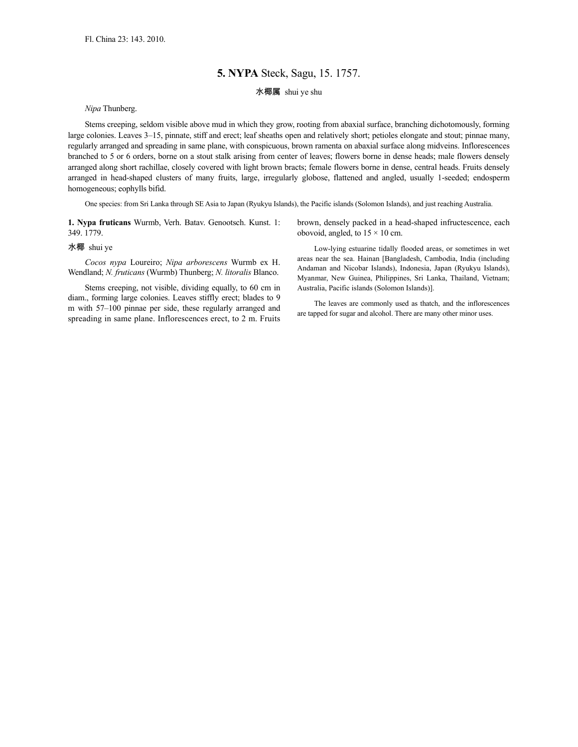Fl. China 23: 143. 2010.

## 5. **NYPA** Steck, Sagu, 15. 1757.

水椰属 shui ye shu

*Nipa* Thunberg.

Stems creeping, seldom visible above mud in which they grow, rooting from abaxial surface, branching dichotomously, forming large colonies. Leaves 3–15, pinnate, stiff and erect; leaf sheaths open and relatively short; petioles elongate and stout; pinnae many, regularly arranged and spreading in same plane, with conspicuous, brown ramenta on abaxial surface along midveins. Inflorescences branched to 5 or 6 orders, borne on a stout stalk arising from center of leaves; flowers borne in dense heads; male flowers densely arranged along short rachillae, closely covered with light brown bracts; female flowers borne in dense, central heads. Fruits densely arranged in head-shaped clusters of many fruits, large, irregularly globose, flattened and angled, usually 1-seeded; endosperm homogeneous; eophylls bifid.

One species: from Sri Lanka through SE Asia to Japan (Ryukyu Islands), the Pacific islands (Solomon Islands), and just reaching Australia.

**1. Nypa fruticans** Wurmb, Verh. Batav. Genootsch. Kunst. 1: 349. 1779.

水椰 shui ye

*Cocos nypa* Loureiro; *Nipa arborescens* Wurmb ex H. Wendland; *N. fruticans* (Wurmb) Thunberg; *N. litoralis* Blanco.

Stems creeping, not visible, dividing equally, to 60 cm in diam., forming large colonies. Leaves stiffly erect; blades to 9 m with 57–100 pinnae per side, these regularly arranged and spreading in same plane. Inflorescences erect, to 2 m. Fruits brown, densely packed in a head-shaped infructescence, each obovoid, angled, to 15 × 10 cm.

Low-lying estuarine tidally flooded areas, or sometimes in wet areas near the sea. Hainan [Bangladesh, Cambodia, India (including Andaman and Nicobar Islands), Indonesia, Japan (Ryukyu Islands), Myanmar, New Guinea, Philippines, Sri Lanka, Thailand, Vietnam; Australia, Pacific islands (Solomon Islands)].

The leaves are commonly used as thatch, and the inflorescences are tapped for sugar and alcohol. There are many other minor uses.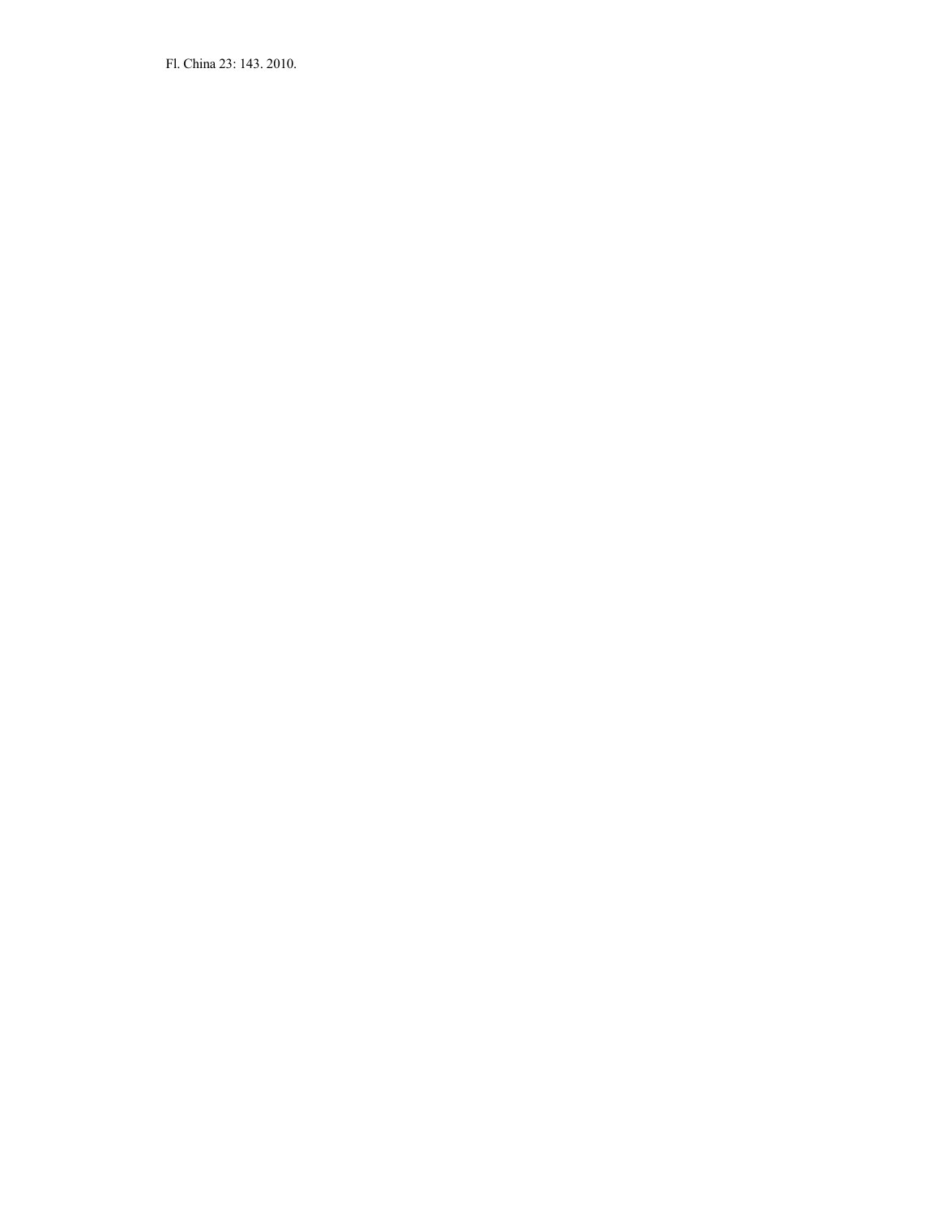Fl. China 23: 143. 2010.